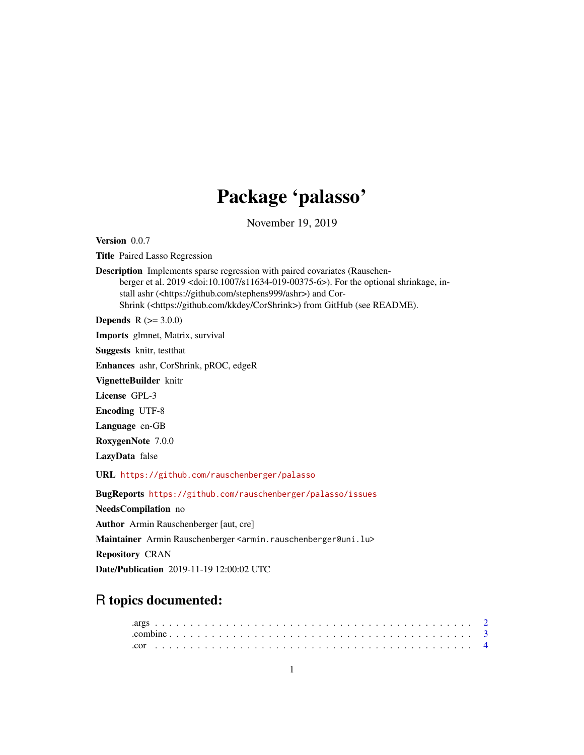# Package 'palasso'

November 19, 2019

**Version** 0.0.7

**Title** Paired Lasso Regression

**Description** Implements sparse regression with paired covariates (Rauschenberger et al. 2019 <doi:10.1007/s11634-019-00375-6>). For the optional shrinkage, install ashr (<https://github.com/stephens999/ashr>) and CorShrink (<https://github.com/kkdey/CorShrink>) from GitHub (see README).

**Depends** R (>= 3.0.0)

**Imports** glmnet, Matrix, survival

**Suggests** knitr, testthat

**Enhances** ashr, CorShrink, pROC, edgeR

**VignetteBuilder** knitr

**License** GPL-3

**Encoding** UTF-8

**Language** en-GB

**RoxygenNote** 7.0.0

**LazyData** false

**URL** https://github.com/rauschenberger/palasso

**BugReports** https://github.com/rauschenberger/palasso/issues

**NeedsCompilation** no

**Author** Armin Rauschenberger [aut, cre]

**Maintainer** Armin Rauschenberger <armin.rauschenberger@uni.lu>

**Repository** CRAN

**Date/Publication** 2019-11-19 12:00:02 UTC

## R topics documented:

.args . . . . . . . . . . . . . . . . . . . . . . . . . . . . . . . . . . . . . . . . . . 2
.combine . . . . . . . . . . . . . . . . . . . . . . . . . . . . . . . . . . . . . . . . 3
.cor . . . . . . . . . . . . . . . . . . . . . . . . . . . . . . . . . . . . . . . . . . . 4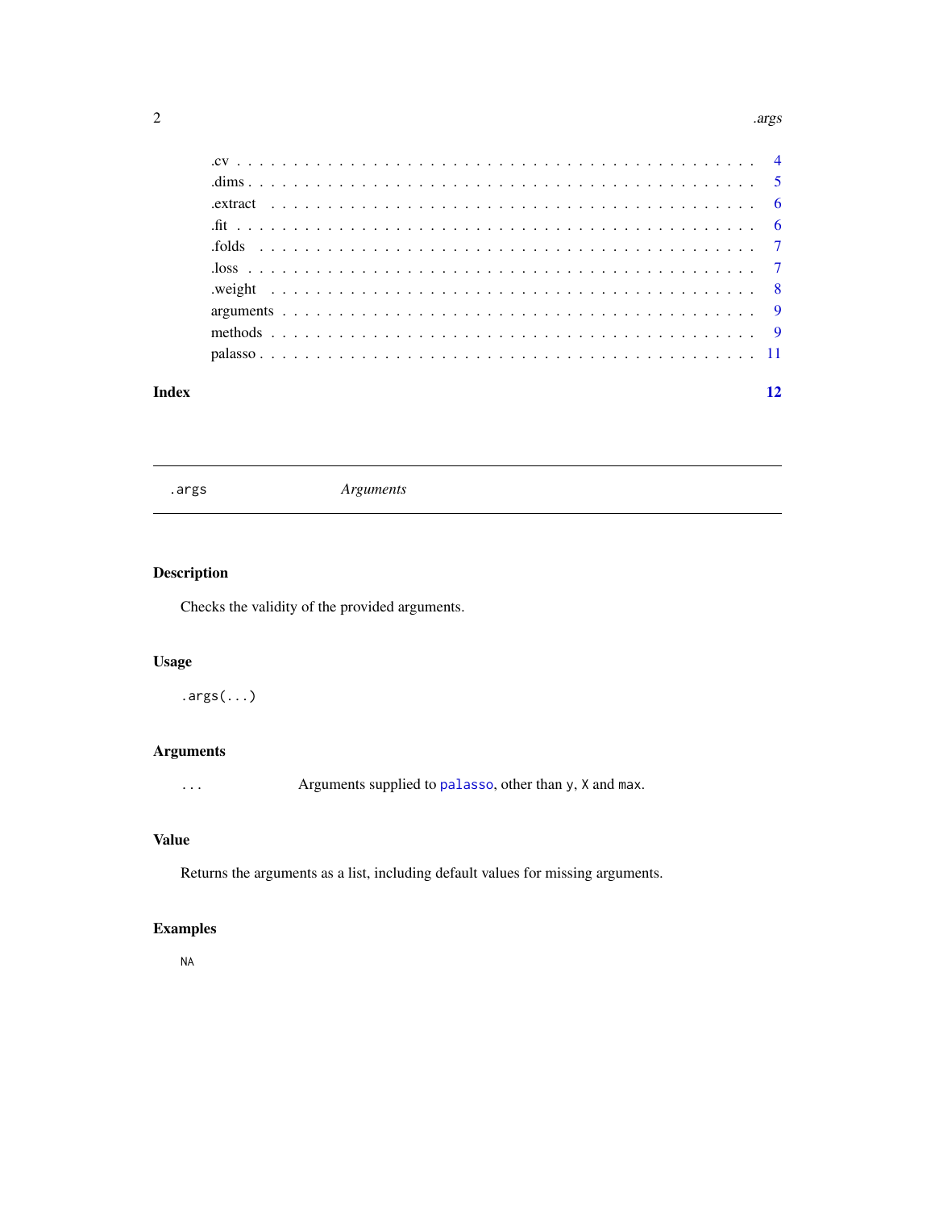.cv . . . . . . . . . . . . . . . . . . . . . . . . . . . . . . . . . . . . . . . . . . 4
.dims . . . . . . . . . . . . . . . . . . . . . . . . . . . . . . . . . . . . . . . . . 5
.extract . . . . . . . . . . . . . . . . . . . . . . . . . . . . . . . . . . . . . . . 6
.fit . . . . . . . . . . . . . . . . . . . . . . . . . . . . . . . . . . . . . . . . . . 6
.folds . . . . . . . . . . . . . . . . . . . . . . . . . . . . . . . . . . . . . . . . 7
.loss . . . . . . . . . . . . . . . . . . . . . . . . . . . . . . . . . . . . . . . . . 7
.weight . . . . . . . . . . . . . . . . . . . . . . . . . . . . . . . . . . . . . . . 8
arguments . . . . . . . . . . . . . . . . . . . . . . . . . . . . . . . . . . . . . . 9
methods . . . . . . . . . . . . . . . . . . . . . . . . . . . . . . . . . . . . . . . 9
palasso . . . . . . . . . . . . . . . . . . . . . . . . . . . . . . . . . . . . . . . 11

**Index** **12**

---

`.args` *Arguments*

---

## Description

Checks the validity of the provided arguments.

## Usage

```
.args(...)
```

## Arguments

| | |
|---|---|
| `...` | Arguments supplied to `palasso`, other than `y`, `X` and `max`. |

## Value

Returns the arguments as a list, including default values for missing arguments.

## Examples

```
NA
```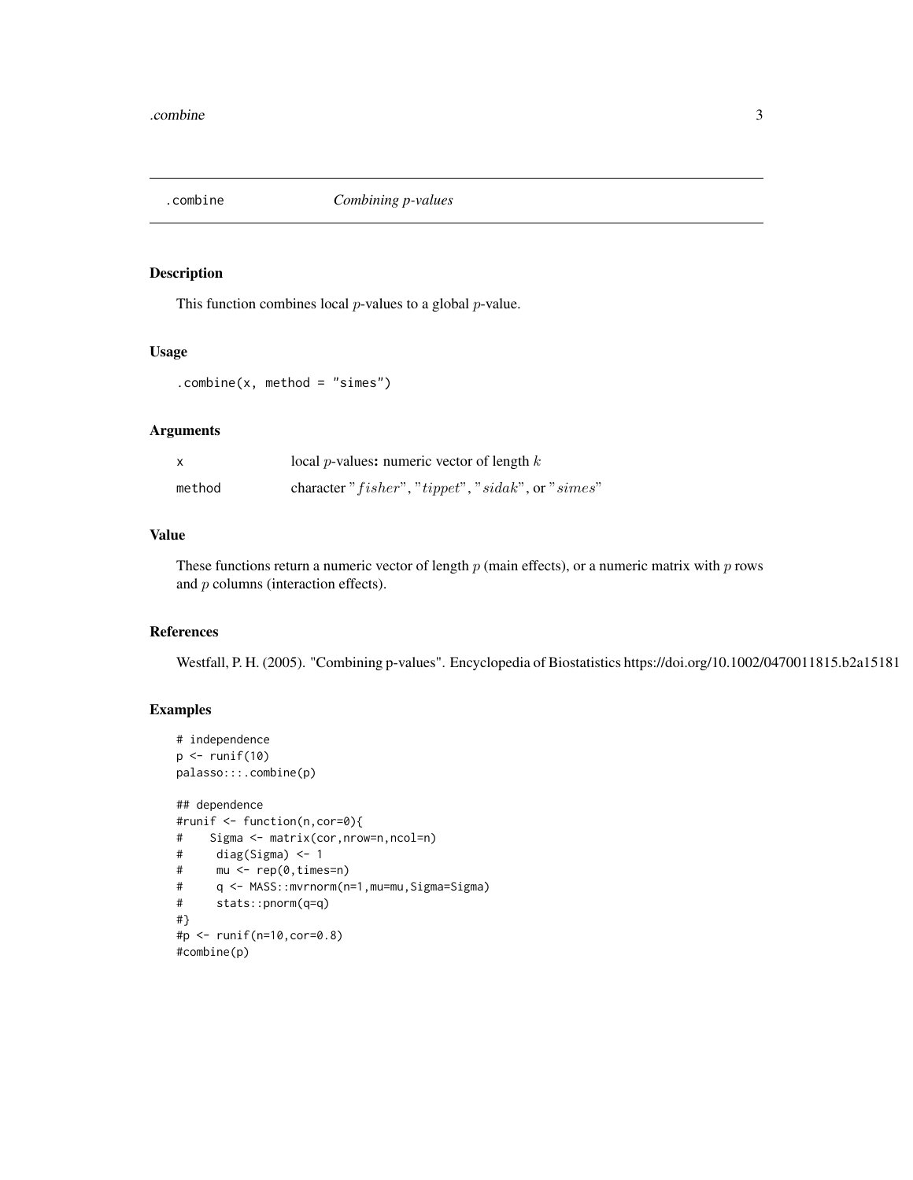# .combine *Combining p-values*

## Description

This function combines local $p$-values to a global $p$-value.

## Usage

```
.combine(x, method = "simes")
```

## Arguments

| | |
|---|---|
| x | local $p$-values**:** numeric vector of length $k$ |
| method | character "$fisher$", "$tippet$", "$sidak$", or "$simes$" |

## Value

These functions return a numeric vector of length $p$ (main effects), or a numeric matrix with $p$ rows and $p$ columns (interaction effects).

## References

Westfall, P. H. (2005). "Combining p-values". Encyclopedia of Biostatistics https://doi.org/10.1002/0470011815.b2a15181

## Examples

```
# independence
p <- runif(10)
palasso:::.combine(p)

## dependence
#runif <- function(n,cor=0){
#    Sigma <- matrix(cor,nrow=n,ncol=n)
#     diag(Sigma) <- 1
#     mu <- rep(0,times=n)
#     q <- MASS::mvrnorm(n=1,mu=mu,Sigma=Sigma)
#     stats::pnorm(q=q)
#}
#p <- runif(n=10,cor=0.8)
#combine(p)
```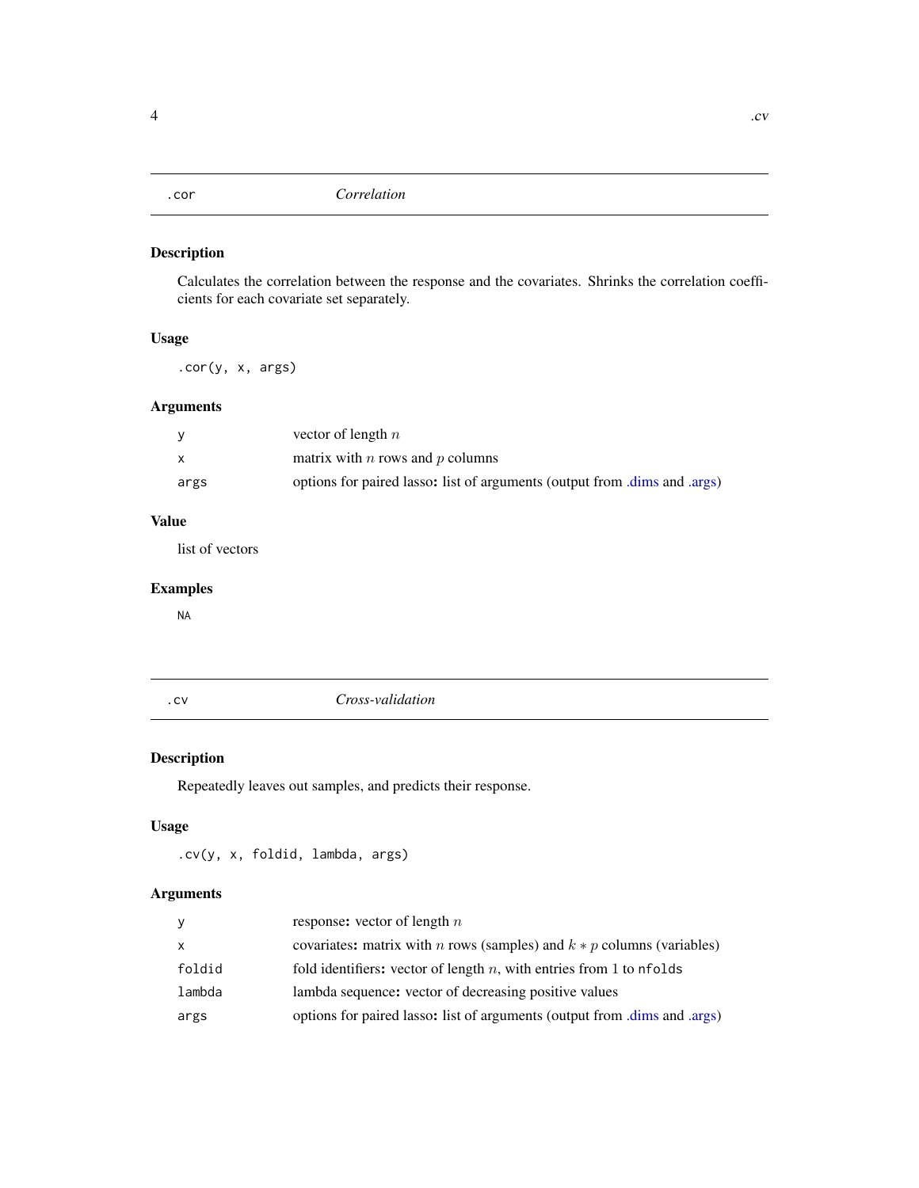## .cor — *Correlation*

### Description

Calculates the correlation between the response and the covariates. Shrinks the correlation coefficients for each covariate set separately.

### Usage

```
.cor(y, x, args)
```

### Arguments

| | |
|---|---|
| `y` | vector of length $n$ |
| `x` | matrix with $n$ rows and $p$ columns |
| `args` | options for paired lasso**:** list of arguments (output from .dims and .args) |

### Value

list of vectors

### Examples

```
NA
```

## .cv — *Cross-validation*

### Description

Repeatedly leaves out samples, and predicts their response.

### Usage

```
.cv(y, x, foldid, lambda, args)
```

### Arguments

| | |
|---|---|
| `y` | response**:** vector of length $n$ |
| `x` | covariates**:** matrix with $n$ rows (samples) and $k * p$ columns (variables) |
| `foldid` | fold identifiers**:** vector of length $n$, with entries from 1 to `nfolds` |
| `lambda` | lambda sequence**:** vector of decreasing positive values |
| `args` | options for paired lasso**:** list of arguments (output from .dims and .args) |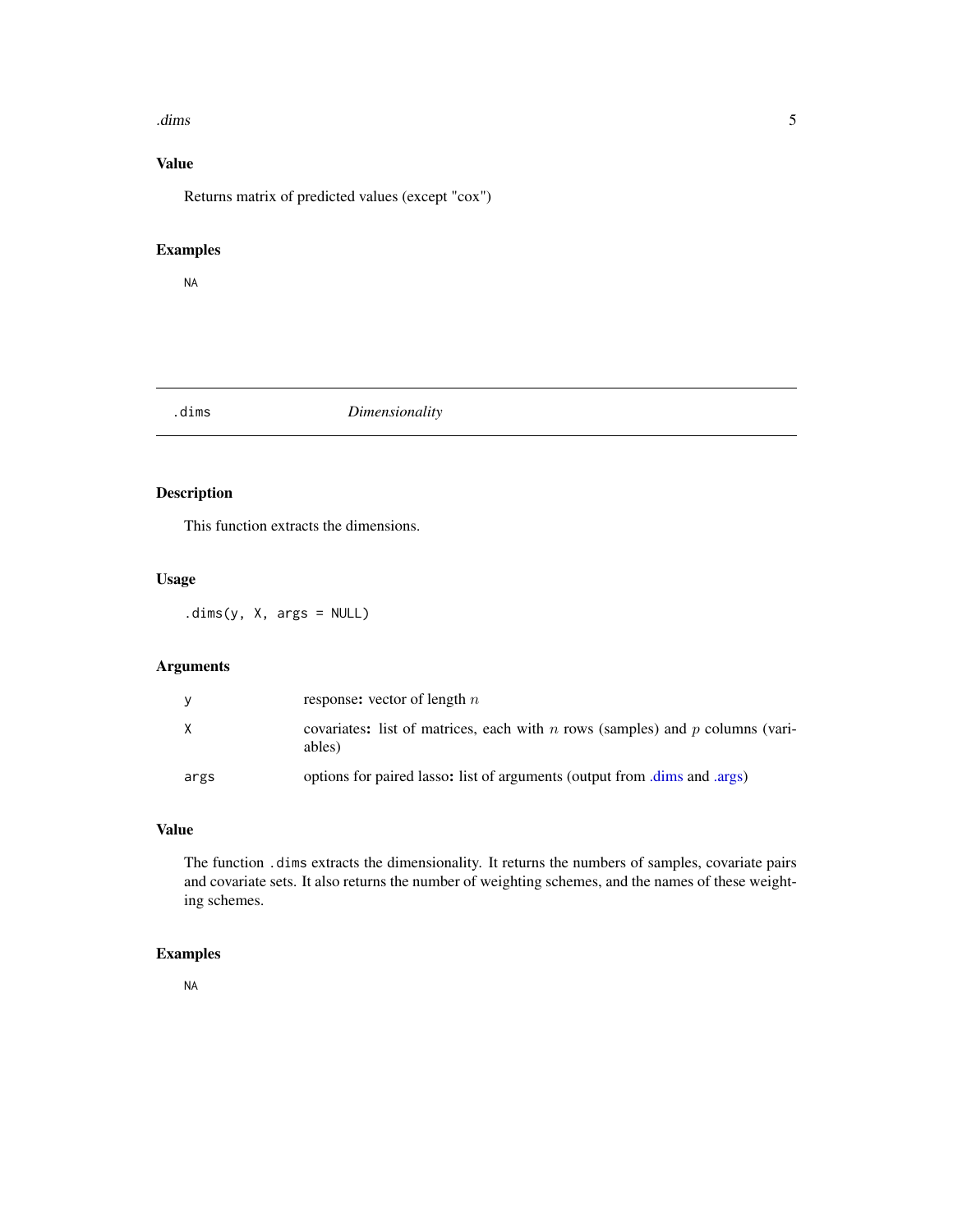## Value

Returns matrix of predicted values (except "cox")

## Examples

```
NA
```

---

# .dims *Dimensionality*

## Description

This function extracts the dimensions.

## Usage

```
.dims(y, X, args = NULL)
```

## Arguments

| | |
|---|---|
| y | response**:** vector of length $n$ |
| X | covariates**:** list of matrices, each with $n$ rows (samples) and $p$ columns (variables) |
| args | options for paired lasso**:** list of arguments (output from .dims and .args) |

## Value

The function `.dims` extracts the dimensionality. It returns the numbers of samples, covariate pairs and covariate sets. It also returns the number of weighting schemes, and the names of these weighting schemes.

## Examples

```
NA
```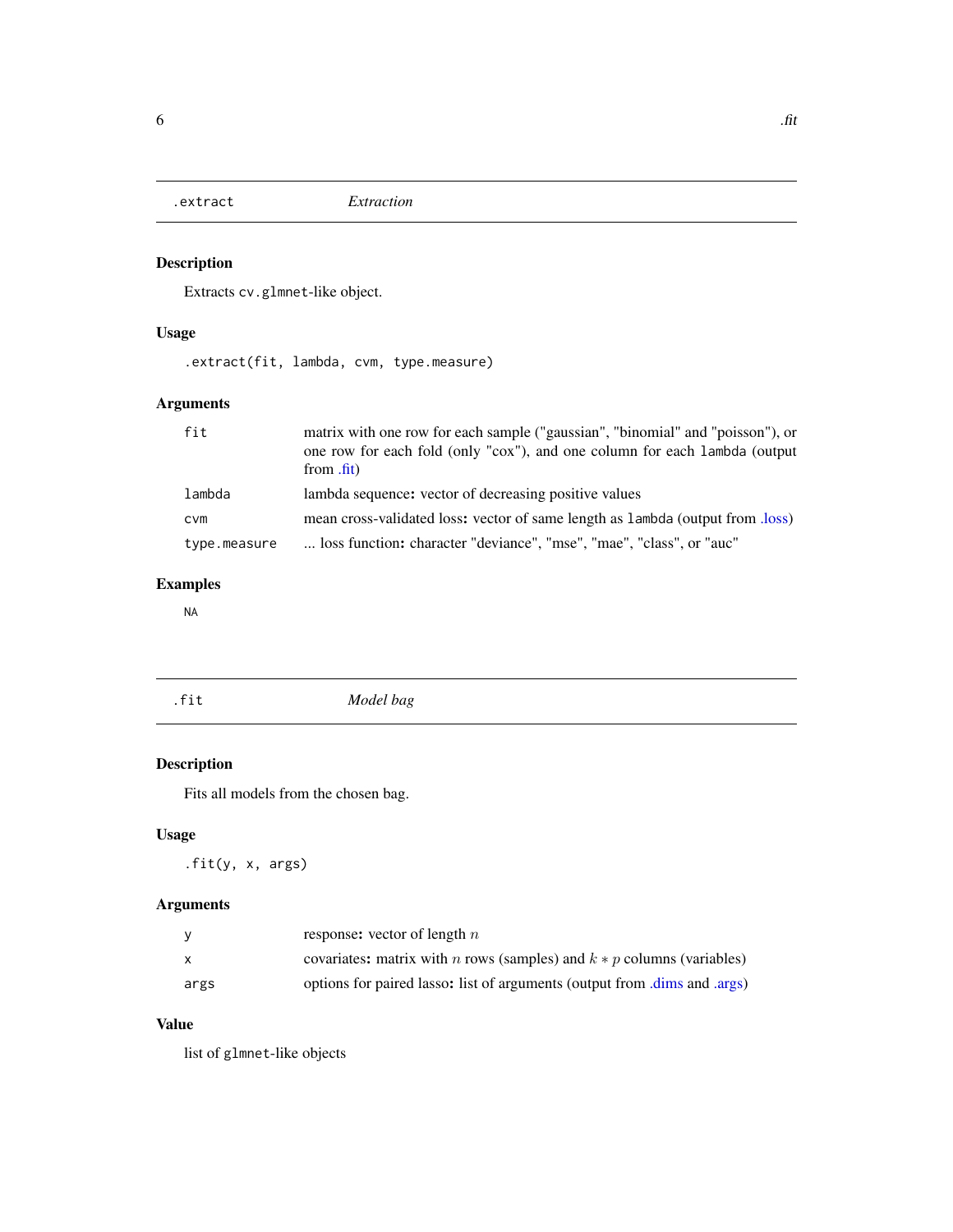## .extract — *Extraction*

### Description

Extracts `cv.glmnet`-like object.

### Usage

```
.extract(fit, lambda, cvm, type.measure)
```

### Arguments

| | |
|---|---|
| `fit` | matrix with one row for each sample ("gaussian", "binomial" and "poisson"), or one row for each fold (only "cox"), and one column for each `lambda` (output from .fit) |
| `lambda` | lambda sequence**:** vector of decreasing positive values |
| `cvm` | mean cross-validated loss**:** vector of same length as `lambda` (output from .loss) |
| `type.measure` | ... loss function**:** character "deviance", "mse", "mae", "class", or "auc" |

### Examples

```
NA
```

## .fit — *Model bag*

### Description

Fits all models from the chosen bag.

### Usage

```
.fit(y, x, args)
```

### Arguments

| | |
|---|---|
| `y` | response**:** vector of length $n$ |
| `x` | covariates**:** matrix with $n$ rows (samples) and $k * p$ columns (variables) |
| `args` | options for paired lasso**:** list of arguments (output from .dims and .args) |

### Value

list of `glmnet`-like objects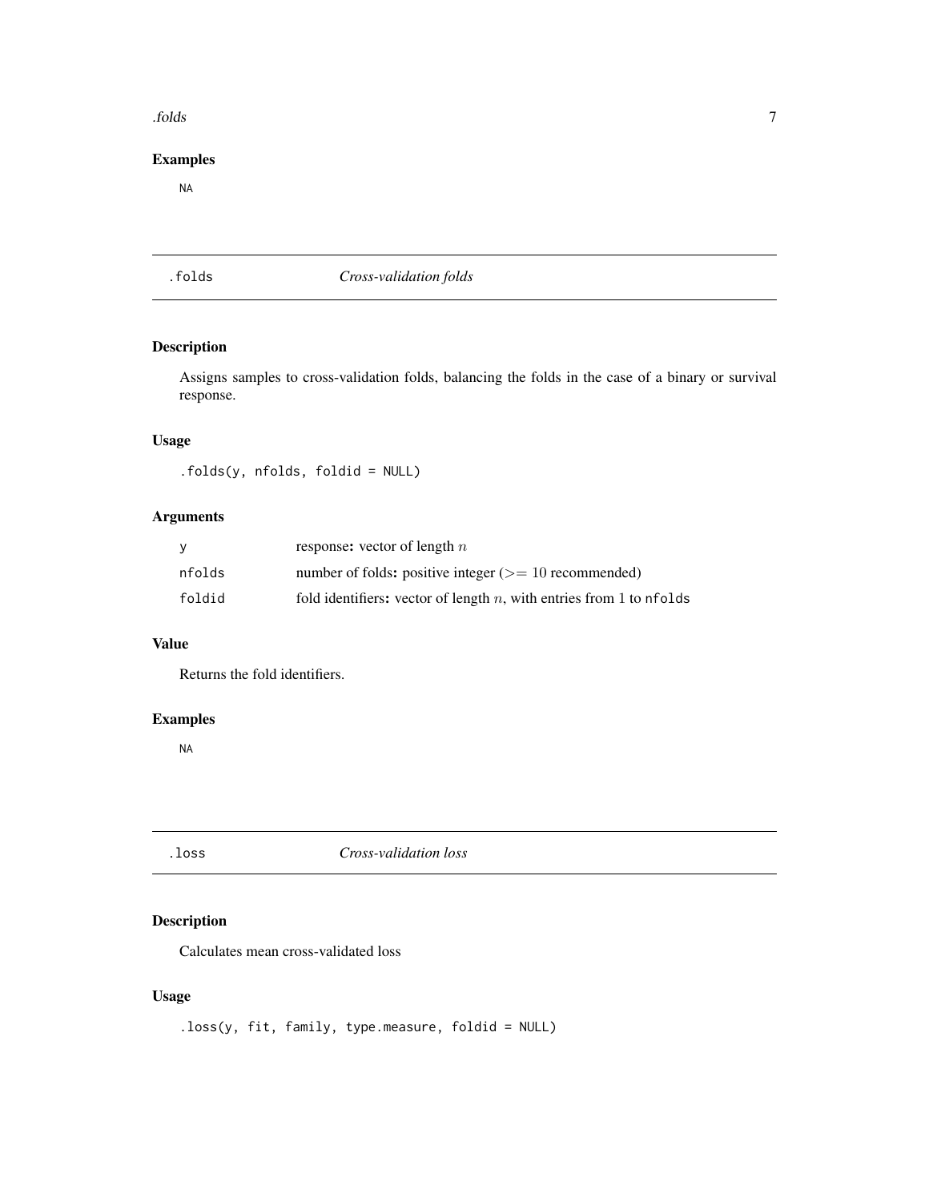## Examples

NA

## .folds *Cross-validation folds*

### Description

Assigns samples to cross-validation folds, balancing the folds in the case of a binary or survival response.

### Usage

```
.folds(y, nfolds, foldid = NULL)
```

### Arguments

| | |
|---|---|
| y | response: vector of length $n$ |
| nfolds | number of folds: positive integer ($>=$ 10 recommended) |
| foldid | fold identifiers: vector of length $n$, with entries from 1 to nfolds |

### Value

Returns the fold identifiers.

### Examples

NA

## .loss *Cross-validation loss*

### Description

Calculates mean cross-validated loss

### Usage

```
.loss(y, fit, family, type.measure, foldid = NULL)
```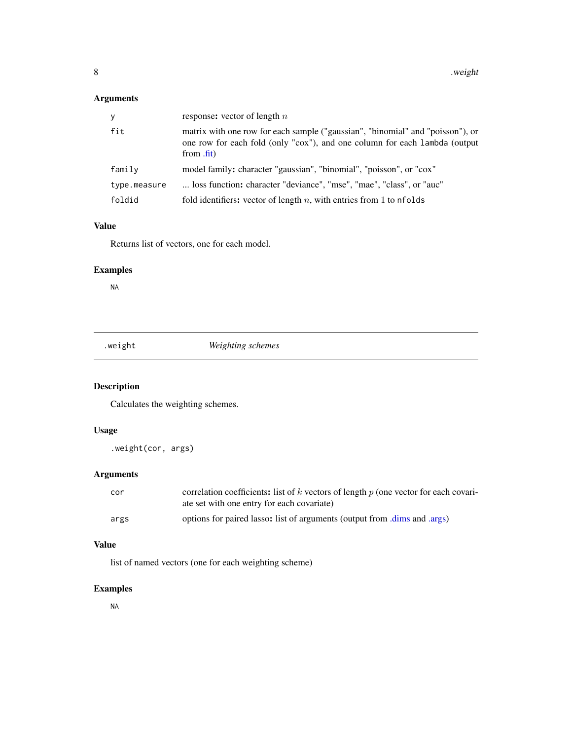## Arguments

| | |
|---|---|
| y | response: vector of length $n$ |
| fit | matrix with one row for each sample ("gaussian", "binomial" and "poisson"), or one row for each fold (only "cox"), and one column for each `lambda` (output from .fit) |
| family | model family: character "gaussian", "binomial", "poisson", or "cox" |
| type.measure | ... loss function: character "deviance", "mse", "mae", "class", or "auc" |
| foldid | fold identifiers: vector of length $n$, with entries from 1 to `nfolds` |

## Value

Returns list of vectors, one for each model.

## Examples

```
NA
```

---

# .weight — *Weighting schemes*

## Description

Calculates the weighting schemes.

## Usage

```
.weight(cor, args)
```

## Arguments

| | |
|---|---|
| cor | correlation coefficients: list of $k$ vectors of length $p$ (one vector for each covariate set with one entry for each covariate) |
| args | options for paired lasso: list of arguments (output from .dims and .args) |

## Value

list of named vectors (one for each weighting scheme)

## Examples

```
NA
```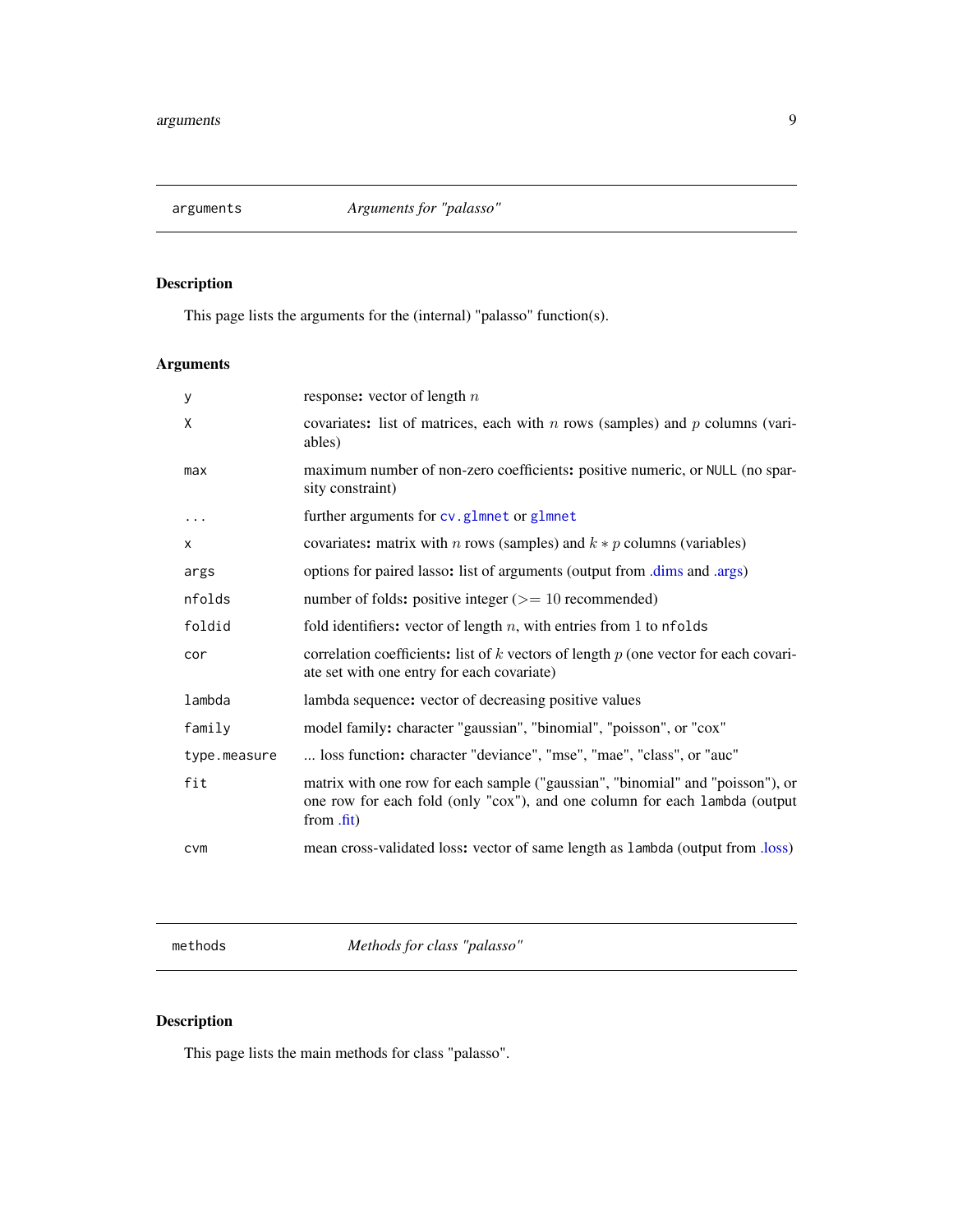## arguments — *Arguments for "palasso"*

### Description

This page lists the arguments for the (internal) "palasso" function(s).

### Arguments

| | |
|---|---|
| `y` | response**:** vector of length $n$ |
| `X` | covariates**:** list of matrices, each with $n$ rows (samples) and $p$ columns (variables) |
| `max` | maximum number of non-zero coefficients**:** positive numeric, or `NULL` (no sparsity constraint) |
| `...` | further arguments for `cv.glmnet` or `glmnet` |
| `x` | covariates**:** matrix with $n$ rows (samples) and $k * p$ columns (variables) |
| `args` | options for paired lasso**:** list of arguments (output from .dims and .args) |
| `nfolds` | number of folds**:** positive integer ($>= 10$ recommended) |
| `foldid` | fold identifiers**:** vector of length $n$, with entries from 1 to `nfolds` |
| `cor` | correlation coefficients**:** list of $k$ vectors of length $p$ (one vector for each covariate set with one entry for each covariate) |
| `lambda` | lambda sequence**:** vector of decreasing positive values |
| `family` | model family**:** character "gaussian", "binomial", "poisson", or "cox" |
| `type.measure` | ... loss function**:** character "deviance", "mse", "mae", "class", or "auc" |
| `fit` | matrix with one row for each sample ("gaussian", "binomial" and "poisson"), or one row for each fold (only "cox"), and one column for each `lambda` (output from .fit) |
| `cvm` | mean cross-validated loss**:** vector of same length as `lambda` (output from .loss) |

## methods — *Methods for class "palasso"*

### Description

This page lists the main methods for class "palasso".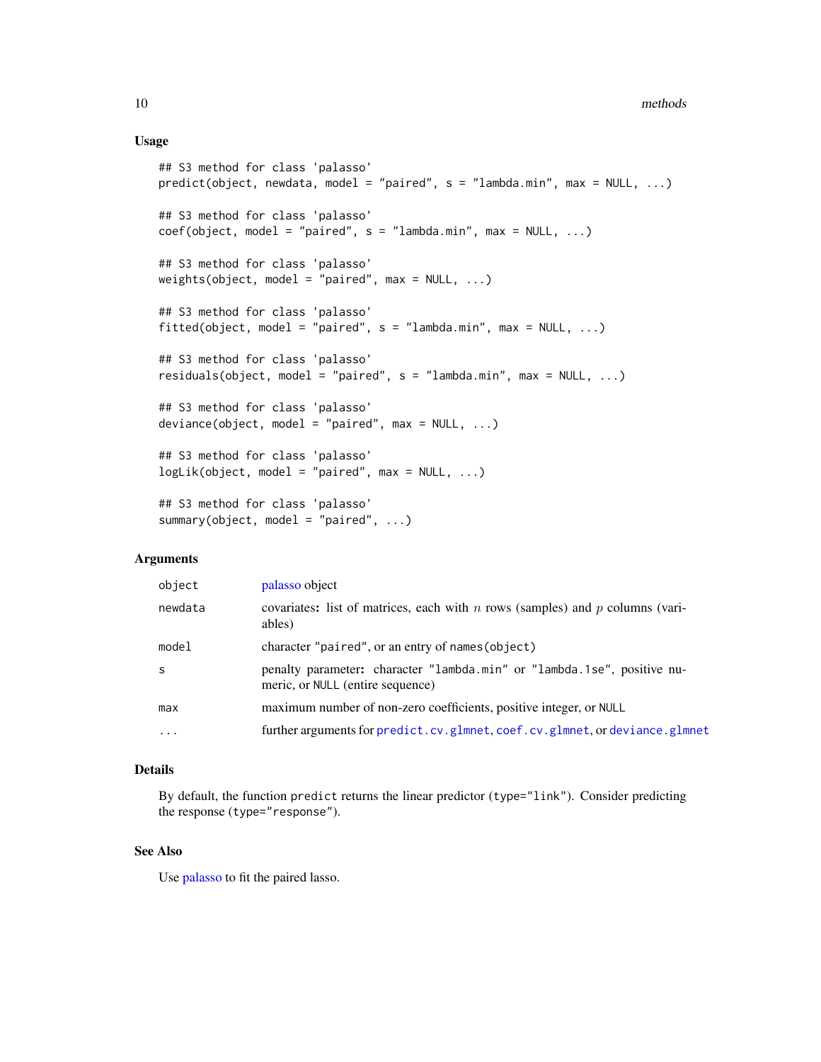### Usage

```
## S3 method for class 'palasso'
predict(object, newdata, model = "paired", s = "lambda.min", max = NULL, ...)

## S3 method for class 'palasso'
coef(object, model = "paired", s = "lambda.min", max = NULL, ...)

## S3 method for class 'palasso'
weights(object, model = "paired", max = NULL, ...)

## S3 method for class 'palasso'
fitted(object, model = "paired", s = "lambda.min", max = NULL, ...)

## S3 method for class 'palasso'
residuals(object, model = "paired", s = "lambda.min", max = NULL, ...)

## S3 method for class 'palasso'
deviance(object, model = "paired", max = NULL, ...)

## S3 method for class 'palasso'
logLik(object, model = "paired", max = NULL, ...)

## S3 method for class 'palasso'
summary(object, model = "paired", ...)
```

### Arguments

| | |
|---|---|
| `object` | palasso object |
| `newdata` | covariates**:** list of matrices, each with $n$ rows (samples) and $p$ columns (variables) |
| `model` | character `"paired"`, or an entry of `names(object)` |
| `s` | penalty parameter**:** character `"lambda.min"` or `"lambda.1se"`, positive numeric, or `NULL` (entire sequence) |
| `max` | maximum number of non-zero coefficients, positive integer, or `NULL` |
| `...` | further arguments for `predict.cv.glmnet`, `coef.cv.glmnet`, or `deviance.glmnet` |

### Details

By default, the function `predict` returns the linear predictor (`type="link"`). Consider predicting the response (`type="response"`).

### See Also

Use palasso to fit the paired lasso.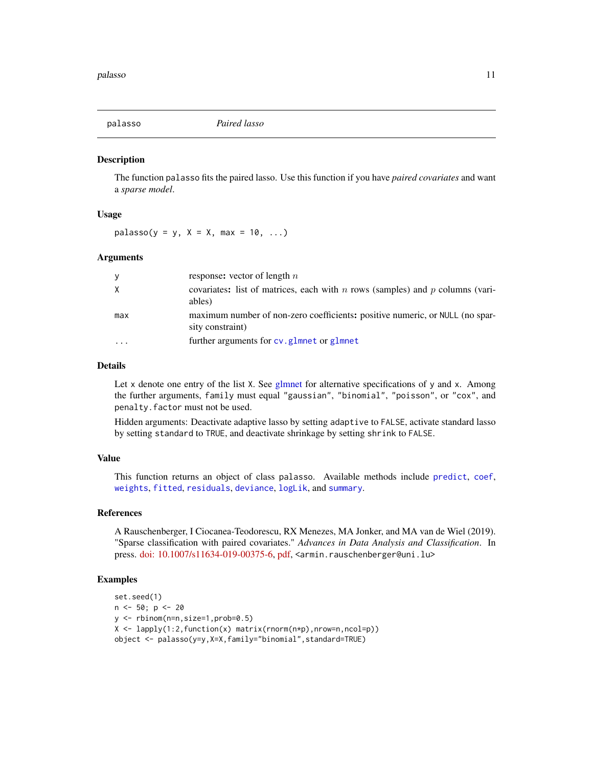## palasso — *Paired lasso*

### Description

The function `palasso` fits the paired lasso. Use this function if you have *paired covariates* and want a *sparse model*.

### Usage

```
palasso(y = y, X = X, max = 10, ...)
```

### Arguments

| | |
|---|---|
| `y` | response**:** vector of length $n$ |
| `X` | covariates**:** list of matrices, each with $n$ rows (samples) and $p$ columns (variables) |
| `max` | maximum number of non-zero coefficients**:** positive numeric, or `NULL` (no sparsity constraint) |
| `...` | further arguments for `cv.glmnet` or `glmnet` |

### Details

Let `x` denote one entry of the list `X`. See glmnet for alternative specifications of `y` and `x`. Among the further arguments, `family` must equal `"gaussian"`, `"binomial"`, `"poisson"`, or `"cox"`, and `penalty.factor` must not be used.

Hidden arguments: Deactivate adaptive lasso by setting `adaptive` to `FALSE`, activate standard lasso by setting `standard` to `TRUE`, and deactivate shrinkage by setting `shrink` to `FALSE`.

### Value

This function returns an object of class `palasso`. Available methods include `predict`, `coef`, `weights`, `fitted`, `residuals`, `deviance`, `logLik`, and `summary`.

### References

A Rauschenberger, I Ciocanea-Teodorescu, RX Menezes, MA Jonker, and MA van de Wiel (2019). "Sparse classification with paired covariates." *Advances in Data Analysis and Classification*. In press. doi: 10.1007/s11634-019-00375-6, pdf, <armin.rauschenberger@uni.lu>

### Examples

```
set.seed(1)
n <- 50; p <- 20
y <- rbinom(n=n,size=1,prob=0.5)
X <- lapply(1:2,function(x) matrix(rnorm(n*p),nrow=n,ncol=p))
object <- palasso(y=y,X=X,family="binomial",standard=TRUE)
```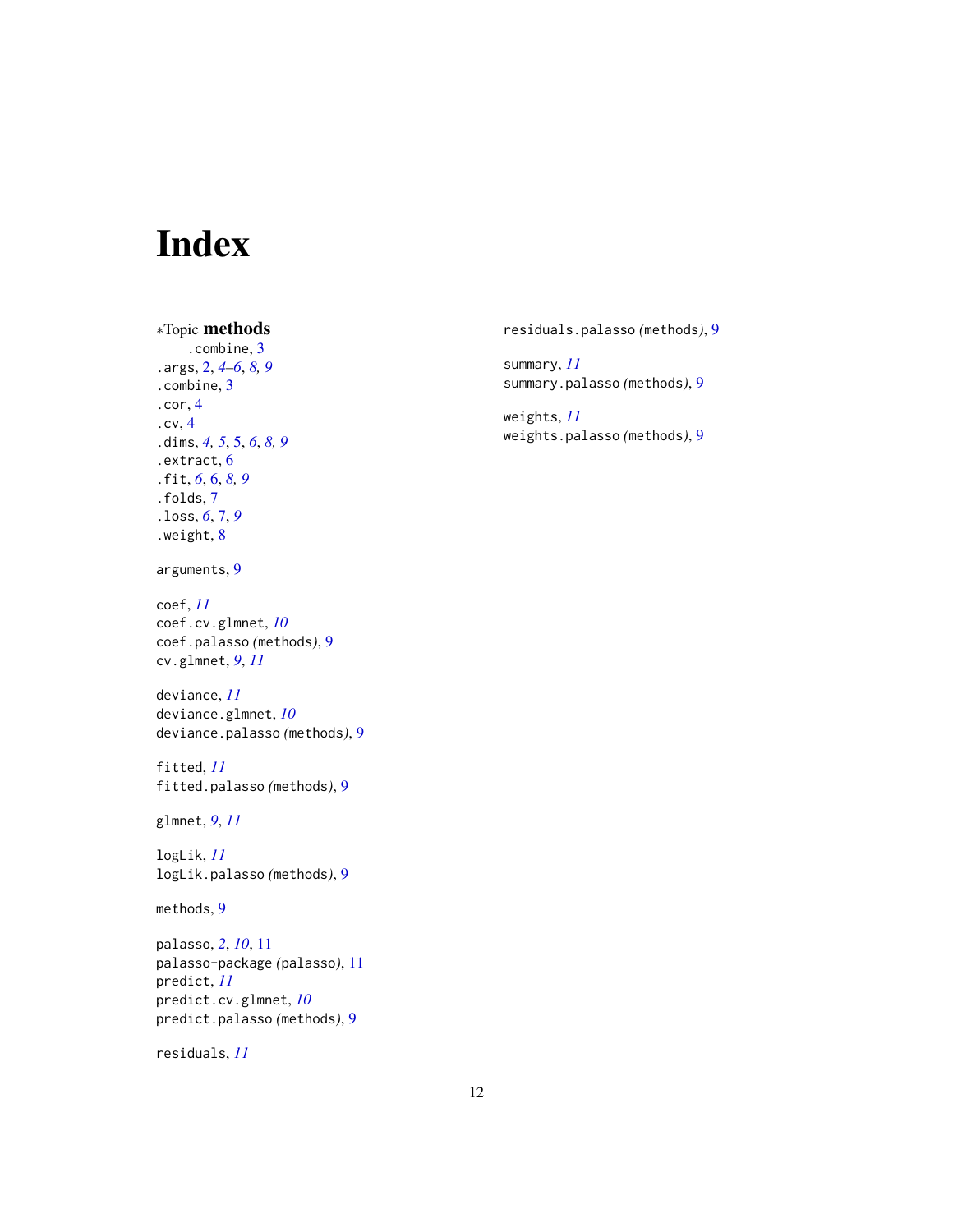# Index

*Topic **methods**
  .combine, 3
.args, 2, *4–6*, *8, 9*
.combine, 3
.cor, 4
.cv, 4
.dims, *4, 5*, 5, *6*, *8, 9*
.extract, 6
.fit, *6*, 6, *8, 9*
.folds, 7
.loss, *6*, 7, *9*
.weight, 8

arguments, 9

coef, *11*
coef.cv.glmnet, *10*
coef.palasso *(*methods*)*, 9
cv.glmnet, *9*, *11*

deviance, *11*
deviance.glmnet, *10*
deviance.palasso *(*methods*)*, 9

fitted, *11*
fitted.palasso *(*methods*)*, 9

glmnet, *9*, *11*

logLik, *11*
logLik.palasso *(*methods*)*, 9

methods, 9

palasso, *2*, *10*, 11
palasso-package *(*palasso*)*, 11
predict, *11*
predict.cv.glmnet, *10*
predict.palasso *(*methods*)*, 9

residuals, *11*
residuals.palasso *(*methods*)*, 9

summary, *11*
summary.palasso *(*methods*)*, 9

weights, *11*
weights.palasso *(*methods*)*, 9